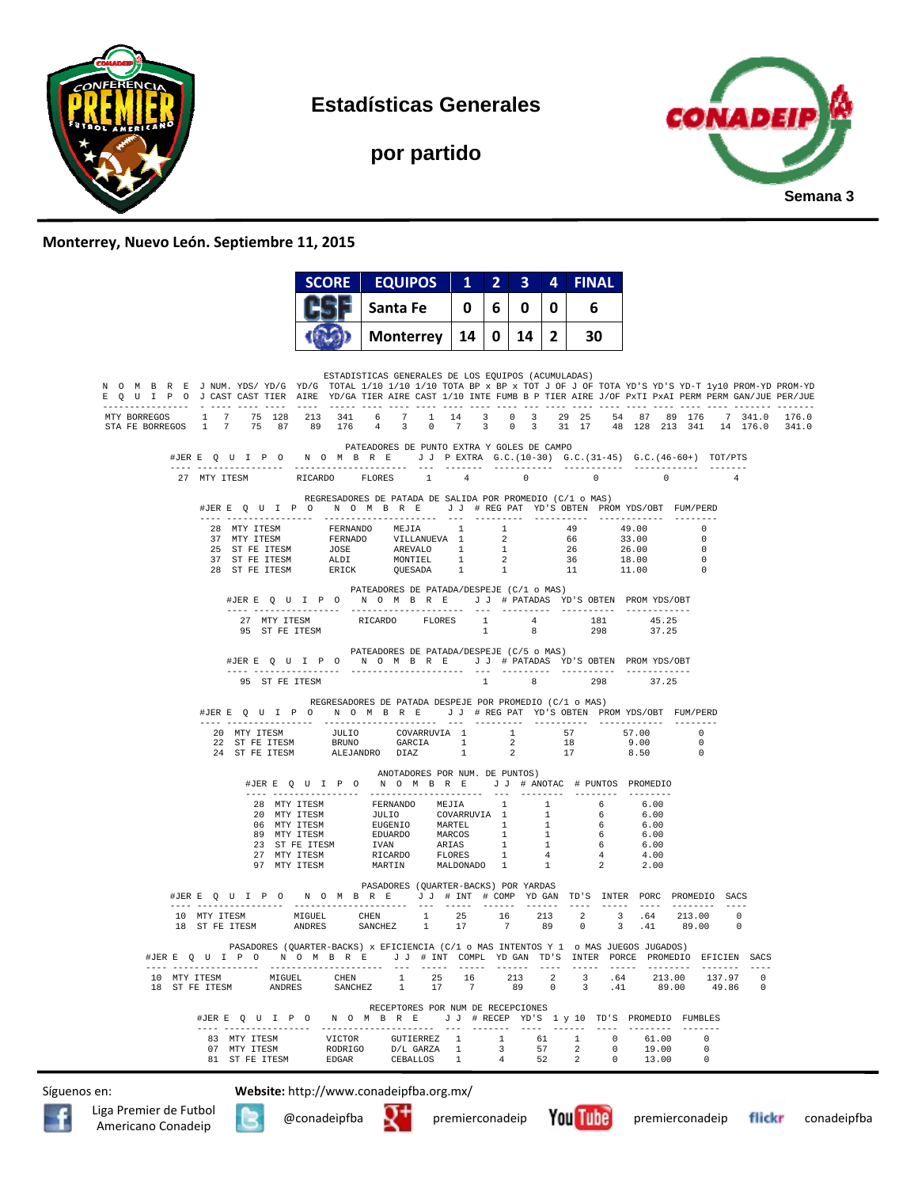# Estadísticas Generales

## por partido

Semana 3

**Monterrey, Nuevo León. Septiembre 11, 2015**

| SCORE | EQUIPOS | 1 | 2 | 3 | 4 | FINAL |
|---|---|---|---|---|---|---|
| CSF | Santa Fe | 0 | 6 | 0 | 0 | 6 |
| | Monterrey | 14 | 0 | 14 | 2 | 30 |

### ESTADISTICAS GENERALES DE LOS EQUIPOS (ACUMULADAS)

| NOMBRE EQUIPO | J J | NUM. CAST | YDS/ CAST | YD/G TIER | YD/G AIRE | TOTAL YD/GA | 1/10 TIER | 1/10 AIRE | 1/10 CAST | TOTA 1/10 | BP x INTE | BP x FUMB | TOT B P | J OF TIER | J OF AIRE | TOTA J/OF | YD'S PxTI | YD'S PxAI | YD-T PERM | 1y10 PERM | PROM-YD GAN/JUE | PROM-YD PER/JUE |
|---|---|---|---|---|---|---|---|---|---|---|---|---|---|---|---|---|---|---|---|---|---|---|
| MTY BORREGOS | 1 | 7 | 75 | 128 | 213 | 341 | 6 | 7 | 1 | 14 | 3 | 0 | 3 | 29 | 25 | 54 | 87 | 89 | 176 | 7 | 341.0 | 176.0 |
| STA FE BORREGOS | 1 | 7 | 75 | 87 | 89 | 176 | 4 | 3 | 0 | 7 | 3 | 0 | 3 | 31 | 17 | 48 | 128 | 213 | 341 | 14 | 176.0 | 341.0 |

### PATEADORES DE PUNTO EXTRA Y GOLES DE CAMPO

| #JER | EQUIPO | NOMBRE | | J J | P EXTRA | G.C.(10-30) | G.C.(31-45) | G.C.(46-60+) | TOT/PTS |
|---|---|---|---|---|---|---|---|---|---|
| 27 | MTY ITESM | RICARDO | FLORES | 1 | 4 | 0 | 0 | 0 | 4 |

### REGRESADORES DE PATADA DE SALIDA POR PROMEDIO (C/1 o MAS)

| #JER | EQUIPO | NOMBRE | | J J | # REG PAT | YD'S OBTEN | PROM YDS/OBT | FUM/PERD |
|---|---|---|---|---|---|---|---|---|
| 28 | MTY ITESM | FERNANDO | MEJIA | 1 | 1 | 49 | 49.00 | 0 |
| 37 | MTY ITESM | FERNADO | VILLANUEVA | 1 | 2 | 66 | 33.00 | 0 |
| 25 | ST FE ITESM | JOSE | AREVALO | 1 | 1 | 26 | 26.00 | 0 |
| 37 | ST FE ITESM | ALDI | MONTIEL | 1 | 2 | 36 | 18.00 | 0 |
| 28 | ST FE ITESM | ERICK | QUESADA | 1 | 1 | 11 | 11.00 | 0 |

### PATEADORES DE PATADA/DESPEJE (C/1 o MAS)

| #JER | EQUIPO | NOMBRE | | J J | # PATADAS | YD'S OBTEN | PROM YDS/OBT |
|---|---|---|---|---|---|---|---|
| 27 | MTY ITESM | RICARDO | FLORES | 1 | 4 | 181 | 45.25 |
| 95 | ST FE ITESM | | | 1 | 8 | 298 | 37.25 |

### PATEADORES DE PATADA/DESPEJE (C/5 o MAS)

| #JER | EQUIPO | NOMBRE | J J | # PATADAS | YD'S OBTEN | PROM YDS/OBT |
|---|---|---|---|---|---|---|
| 95 | ST FE ITESM | | 1 | 8 | 298 | 37.25 |

### REGRESADORES DE PATADA DESPEJE POR PROMEDIO (C/1 o MAS)

| #JER | EQUIPO | NOMBRE | | J J | # REG PAT | YD'S OBTEN | PROM YDS/OBT | FUM/PERD |
|---|---|---|---|---|---|---|---|---|
| 20 | MTY ITESM | JULIO | COVARRUVIA | 1 | 1 | 57 | 57.00 | 0 |
| 22 | ST FE ITESM | BRUNO | GARCIA | 1 | 2 | 18 | 9.00 | 0 |
| 24 | ST FE ITESM | ALEJANDRO | DIAZ | 1 | 2 | 17 | 8.50 | 0 |

### ANOTADORES POR NUM. DE PUNTOS)

| #JER | EQUIPO | NOMBRE | | J J | # ANOTAC | # PUNTOS | PROMEDIO |
|---|---|---|---|---|---|---|---|
| 28 | MTY ITESM | FERNANDO | MEJIA | 1 | 1 | 6 | 6.00 |
| 20 | MTY ITESM | JULIO | COVARRUVIA | 1 | 1 | 6 | 6.00 |
| 06 | MTY ITESM | EUGENIO | MARTEL | 1 | 1 | 6 | 6.00 |
| 89 | MTY ITESM | EDUARDO | MARCOS | 1 | 1 | 6 | 6.00 |
| 23 | ST FE ITESM | IVAN | ARIAS | 1 | 1 | 6 | 6.00 |
| 27 | MTY ITESM | RICARDO | FLORES | 1 | 4 | 4 | 4.00 |
| 97 | MTY ITESM | MARTIN | MALDONADO | 1 | 1 | 2 | 2.00 |

### PASADORES (QUARTER-BACKS) POR YARDAS

| #JER | EQUIPO | NOMBRE | | J J | # INT | # COMP | YD GAN | TD'S | INTER | PORC | PROMEDIO | SACS |
|---|---|---|---|---|---|---|---|---|---|---|---|---|
| 10 | MTY ITESM | MIGUEL | CHEN | 1 | 25 | 16 | 213 | 2 | 3 | .64 | 213.00 | 0 |
| 18 | ST FE ITESM | ANDRES | SANCHEZ | 1 | 17 | 7 | 89 | 0 | 3 | .41 | 89.00 | 0 |

### PASADORES (QUARTER-BACKS) x EFICIENCIA (C/1 o MAS INTENTOS Y 1 o MAS JUEGOS JUGADOS)

| #JER | EQUIPO | NOMBRE | | J J | # INT | COMPL | YD GAN | TD'S | INTER | PORCE | PROMEDIO | EFICIEN | SACS |
|---|---|---|---|---|---|---|---|---|---|---|---|---|---|
| 10 | MTY ITESM | MIGUEL | CHEN | 1 | 25 | 16 | 213 | 2 | 3 | .64 | 213.00 | 137.97 | 0 |
| 18 | ST FE ITESM | ANDRES | SANCHEZ | 1 | 17 | 7 | 89 | 0 | 3 | .41 | 89.00 | 49.86 | 0 |

### RECEPTORES POR NUM DE RECEPCIONES

| #JER | EQUIPO | NOMBRE | | J J | # RECEP | YD'S | 1 y 10 | TD'S | PROMEDIO | FUMBLES |
|---|---|---|---|---|---|---|---|---|---|---|
| 83 | MTY ITESM | VICTOR | GUTIERREZ | 1 | 1 | 61 | 1 | 0 | 61.00 | 0 |
| 07 | MTY ITESM | RODRIGO | D/L GARZA | 1 | 3 | 57 | 2 | 0 | 19.00 | 0 |
| 81 | ST FE ITESM | EDGAR | CEBALLOS | 1 | 4 | 52 | 2 | 0 | 13.00 | 0 |

Síguenos en: **Website:** http://www.conadeipfba.org.mx/

Liga Premier de Futbol Americano Conadeip — @conadeipfba — premierconadeip — premierconadeip — conadeipfba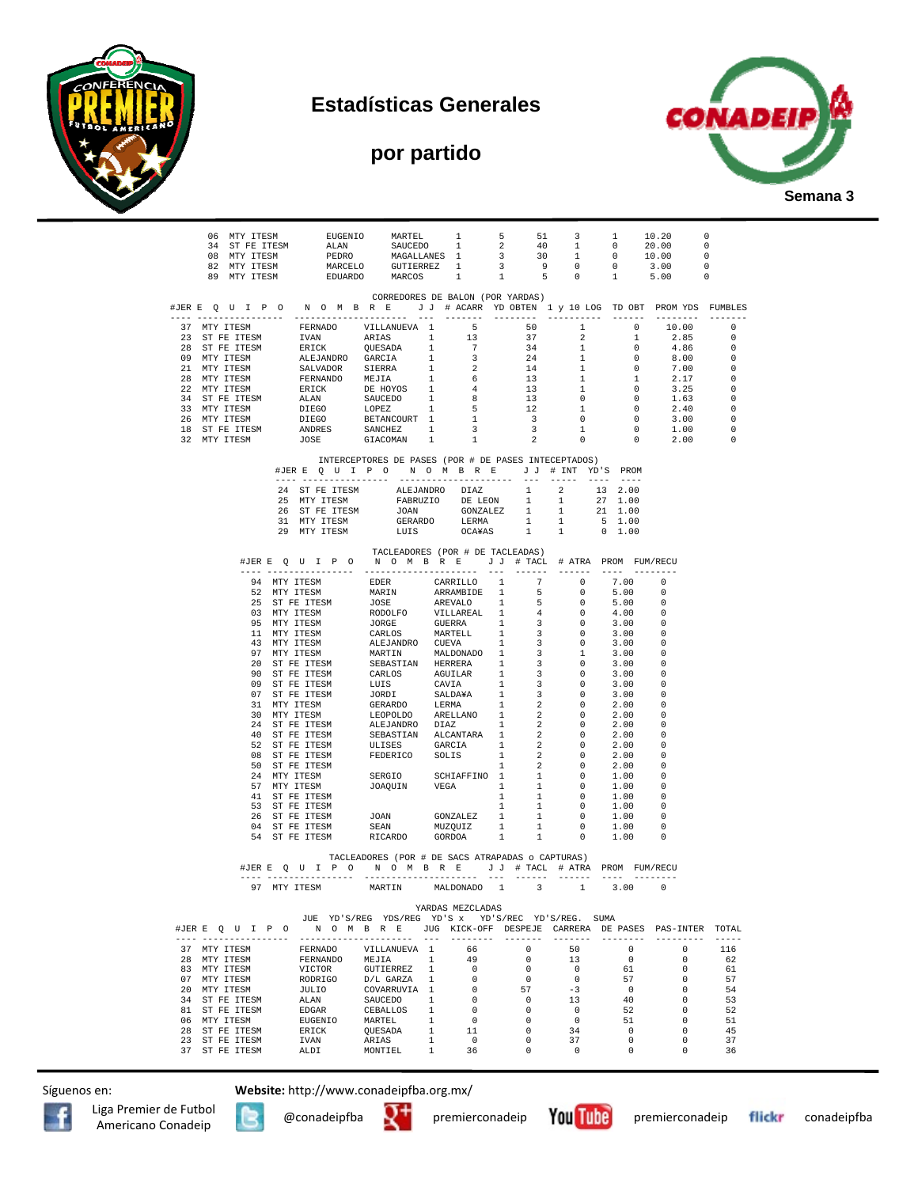# Estadísticas Generales

## por partido

Semana 3

| | | | | | | | | | | |
|---|---|---|---|---|---|---|---|---|---|---|
| 06 | MTY ITESM | EUGENIO | MARTEL | 1 | 5 | 51 | 3 | 1 | 10.20 | 0 |
| 34 | ST FE ITESM | ALAN | SAUCEDO | 1 | 2 | 40 | 1 | 0 | 20.00 | 0 |
| 08 | MTY ITESM | PEDRO | MAGALLANES | 1 | 3 | 30 | 1 | 0 | 10.00 | 0 |
| 82 | MTY ITESM | MARCELO | GUTIERREZ | 1 | 3 | 9 | 0 | 0 | 3.00 | 0 |
| 89 | MTY ITESM | EDUARDO | MARCOS | 1 | 1 | 5 | 0 | 1 | 5.00 | 0 |

CORREDORES DE BALON (POR YARDAS)

| #JER | E Q U I P O | N O M B R E | | J J | # ACARR | YD OBTEN | 1 y 10 LOG | TD OBT | PROM YDS | FUMBLES |
|---|---|---|---|---|---|---|---|---|---|---|
| 37 | MTY ITESM | FERNADO | VILLANUEVA | 1 | 5 | 50 | 1 | 0 | 10.00 | 0 |
| 23 | ST FE ITESM | IVAN | ARIAS | 1 | 13 | 37 | 2 | 1 | 2.85 | 0 |
| 28 | ST FE ITESM | ERICK | QUESADA | 1 | 7 | 34 | 1 | 0 | 4.86 | 0 |
| 09 | MTY ITESM | ALEJANDRO | GARCIA | 1 | 3 | 24 | 1 | 0 | 8.00 | 0 |
| 21 | MTY ITESM | SALVADOR | SIERRA | 1 | 2 | 14 | 1 | 0 | 7.00 | 0 |
| 28 | MTY ITESM | FERNANDO | MEJIA | 1 | 6 | 13 | 1 | 1 | 2.17 | 0 |
| 22 | MTY ITESM | ERICK | DE HOYOS | 1 | 4 | 13 | 1 | 0 | 3.25 | 0 |
| 34 | ST FE ITESM | ALAN | SAUCEDO | 1 | 8 | 13 | 0 | 0 | 1.63 | 0 |
| 33 | MTY ITESM | DIEGO | LOPEZ | 1 | 5 | 12 | 1 | 0 | 2.40 | 0 |
| 26 | MTY ITESM | DIEGO | BETANCOURT | 1 | 1 | 3 | 0 | 0 | 3.00 | 0 |
| 18 | ST FE ITESM | ANDRES | SANCHEZ | 1 | 3 | 3 | 1 | 0 | 1.00 | 0 |
| 32 | MTY ITESM | JOSE | GIACOMAN | 1 | 1 | 2 | 0 | 0 | 2.00 | 0 |

INTERCEPTORES DE PASES (POR # DE PASES INTECEPTADOS)

| #JER | E Q U I P O | N O M B R E | | J J | # INT | YD'S | PROM |
|---|---|---|---|---|---|---|---|
| 24 | ST FE ITESM | ALEJANDRO | DIAZ | 1 | 2 | 13 | 2.00 |
| 25 | MTY ITESM | FABRUZIO | DE LEON | 1 | 1 | 27 | 1.00 |
| 26 | ST FE ITESM | JOAN | GONZALEZ | 1 | 1 | 21 | 1.00 |
| 31 | MTY ITESM | GERARDO | LERMA | 1 | 1 | 5 | 1.00 |
| 29 | MTY ITESM | LUIS | OCA¥AS | 1 | 1 | 0 | 1.00 |

TACLEADORES (POR # DE TACLEADAS)

| #JER | E Q U I P O | N O M B R E | | J J | # TACL | # ATRA | PROM | FUM/RECU |
|---|---|---|---|---|---|---|---|---|
| 94 | MTY ITESM | EDER | CARRILLO | 1 | 7 | 0 | 7.00 | 0 |
| 52 | MTY ITESM | MARIN | ARRAMBIDE | 1 | 5 | 0 | 5.00 | 0 |
| 25 | ST FE ITESM | JOSE | AREVALO | 1 | 5 | 0 | 5.00 | 0 |
| 03 | MTY ITESM | RODOLFO | VILLAREAL | 1 | 4 | 0 | 4.00 | 0 |
| 95 | MTY ITESM | JORGE | GUERRA | 1 | 3 | 0 | 3.00 | 0 |
| 11 | MTY ITESM | CARLOS | MARTELL | 1 | 3 | 0 | 3.00 | 0 |
| 43 | MTY ITESM | ALEJANDRO | CUEVA | 1 | 3 | 0 | 3.00 | 0 |
| 97 | MTY ITESM | MARTIN | MALDONADO | 1 | 3 | 1 | 3.00 | 0 |
| 20 | ST FE ITESM | SEBASTIAN | HERRERA | 1 | 3 | 0 | 3.00 | 0 |
| 90 | ST FE ITESM | CARLOS | AGUILAR | 1 | 3 | 0 | 3.00 | 0 |
| 09 | ST FE ITESM | LUIS | CAVIA | 1 | 3 | 0 | 3.00 | 0 |
| 07 | ST FE ITESM | JORDI | SALDA¥A | 1 | 3 | 0 | 3.00 | 0 |
| 31 | MTY ITESM | GERARDO | LERMA | 1 | 2 | 0 | 2.00 | 0 |
| 30 | MTY ITESM | LEOPOLDO | ARELLANO | 1 | 2 | 0 | 2.00 | 0 |
| 24 | ST FE ITESM | ALEJANDRO | DIAZ | 1 | 2 | 0 | 2.00 | 0 |
| 40 | ST FE ITESM | SEBASTIAN | ALCANTARA | 1 | 2 | 0 | 2.00 | 0 |
| 52 | ST FE ITESM | ULISES | GARCIA | 1 | 2 | 0 | 2.00 | 0 |
| 08 | ST FE ITESM | FEDERICO | SOLIS | 1 | 2 | 0 | 2.00 | 0 |
| 50 | ST FE ITESM | | | 1 | 2 | 0 | 2.00 | 0 |
| 24 | MTY ITESM | SERGIO | SCHIAFFINO | 1 | 1 | 0 | 1.00 | 0 |
| 57 | MTY ITESM | JOAQUIN | VEGA | 1 | 1 | 0 | 1.00 | 0 |
| 41 | ST FE ITESM | | | 1 | 1 | 0 | 1.00 | 0 |
| 53 | ST FE ITESM | | | 1 | 1 | 0 | 1.00 | 0 |
| 26 | ST FE ITESM | JOAN | GONZALEZ | 1 | 1 | 0 | 1.00 | 0 |
| 04 | ST FE ITESM | SEAN | MUZQUIZ | 1 | 1 | 0 | 1.00 | 0 |
| 54 | ST FE ITESM | RICARDO | GORDOA | 1 | 1 | 0 | 1.00 | 0 |

TACLEADORES (POR # DE SACS ATRAPADAS o CAPTURAS)

| #JER | E Q U I P O | N O M B R E | | J J | # TACL | # ATRA | PROM | FUM/RECU |
|---|---|---|---|---|---|---|---|---|
| 97 | MTY ITESM | MARTIN | MALDONADO | 1 | 3 | 1 | 3.00 | 0 |

YARDAS MEZCLADAS

| #JER | E Q U I P O | N O M B R E | | JUE JUG | YD'S/REG KICK-OFF | YDS/REG DESPEJE | YD'S x CARRERA | YD'S/REC DE PASES | YD'S/REG. PAS-INTER | SUMA TOTAL |
|---|---|---|---|---|---|---|---|---|---|---|
| 37 | MTY ITESM | FERNADO | VILLANUEVA | 1 | 66 | 0 | 50 | 0 | 0 | 116 |
| 28 | MTY ITESM | FERNANDO | MEJIA | 1 | 49 | 0 | 13 | 0 | 0 | 62 |
| 83 | MTY ITESM | VICTOR | GUTIERREZ | 1 | 0 | 0 | 0 | 61 | 0 | 61 |
| 07 | MTY ITESM | RODRIGO | D/L GARZA | 1 | 0 | 0 | 0 | 57 | 0 | 57 |
| 20 | MTY ITESM | JULIO | COVARRUVIA | 1 | 0 | 57 | -3 | 0 | 0 | 54 |
| 34 | ST FE ITESM | ALAN | SAUCEDO | 1 | 0 | 0 | 13 | 40 | 0 | 53 |
| 81 | ST FE ITESM | EDGAR | CEBALLOS | 1 | 0 | 0 | 0 | 52 | 0 | 52 |
| 06 | MTY ITESM | EUGENIO | MARTEL | 1 | 0 | 0 | 0 | 51 | 0 | 51 |
| 28 | ST FE ITESM | ERICK | QUESADA | 1 | 11 | 0 | 34 | 0 | 0 | 45 |
| 23 | ST FE ITESM | IVAN | ARIAS | 1 | 0 | 0 | 37 | 0 | 0 | 37 |
| 37 | ST FE ITESM | ALDI | MONTIEL | 1 | 36 | 0 | 0 | 0 | 0 | 36 |

Síguenos en: **Website:** http://www.conadeipfba.org.mx/

Liga Premier de Futbol Americano Conadeip | @conadeipfba | premierconadeip | premierconadeip | conadeipfba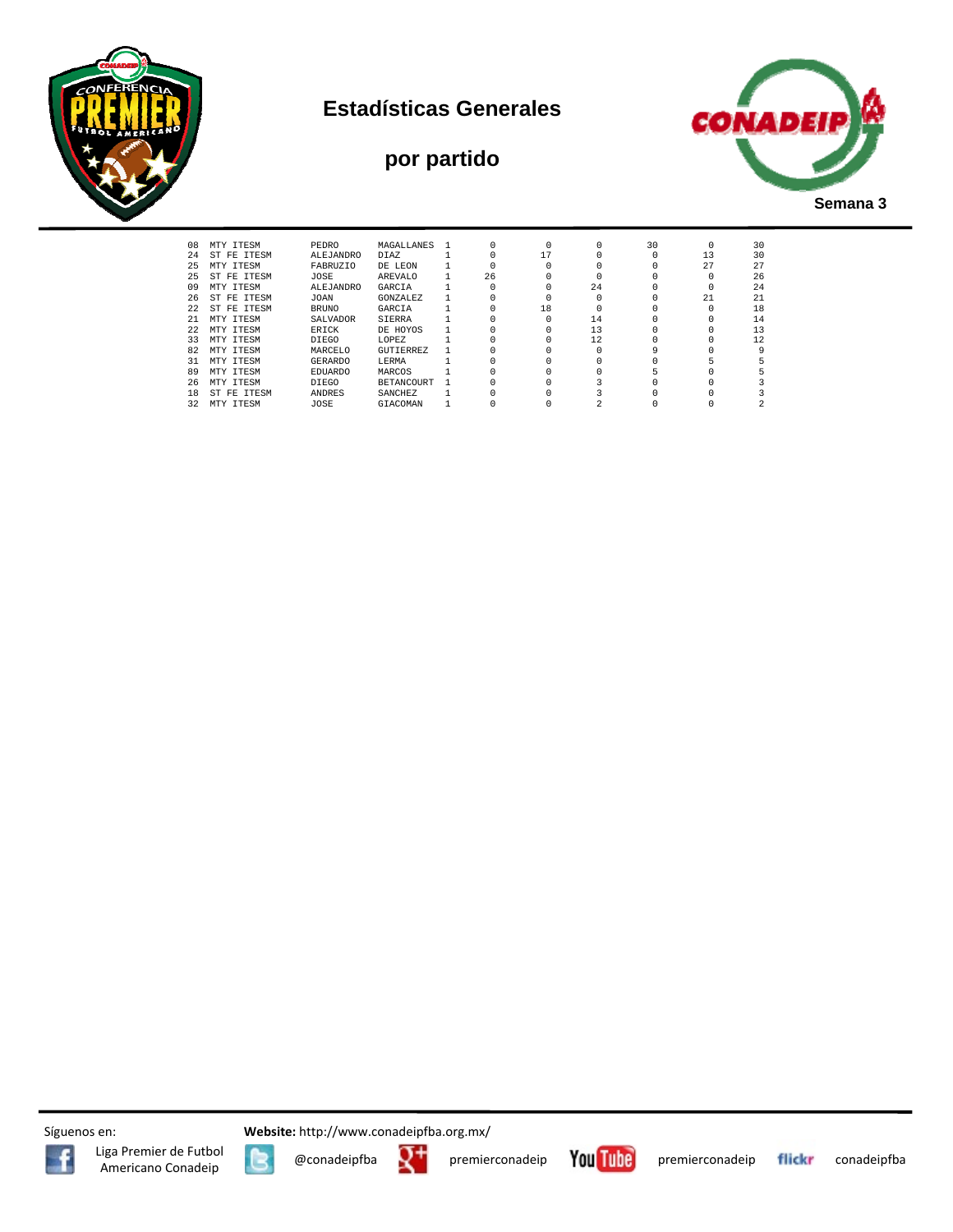# Estadísticas Generales

## por partido

**Semana 3**

| | | | | | | | | | | |
|---|---|---|---|---|---|---|---|---|---|---|
| 08 | MTY ITESM | PEDRO | MAGALLANES | 1 | 0 | 0 | 0 | 30 | 0 | 30 |
| 24 | ST FE ITESM | ALEJANDRO | DIAZ | 1 | 0 | 17 | 0 | 0 | 13 | 30 |
| 25 | MTY ITESM | FABRUZIO | DE LEON | 1 | 0 | 0 | 0 | 0 | 27 | 27 |
| 25 | ST FE ITESM | JOSE | AREVALO | 1 | 26 | 0 | 0 | 0 | 0 | 26 |
| 09 | MTY ITESM | ALEJANDRO | GARCIA | 1 | 0 | 0 | 24 | 0 | 0 | 24 |
| 26 | ST FE ITESM | JOAN | GONZALEZ | 1 | 0 | 0 | 0 | 0 | 21 | 21 |
| 22 | ST FE ITESM | BRUNO | GARCIA | 1 | 0 | 18 | 0 | 0 | 0 | 18 |
| 21 | MTY ITESM | SALVADOR | SIERRA | 1 | 0 | 0 | 14 | 0 | 0 | 14 |
| 22 | MTY ITESM | ERICK | DE HOYOS | 1 | 0 | 0 | 13 | 0 | 0 | 13 |
| 33 | MTY ITESM | DIEGO | LOPEZ | 1 | 0 | 0 | 12 | 0 | 0 | 12 |
| 82 | MTY ITESM | MARCELO | GUTIERREZ | 1 | 0 | 0 | 0 | 9 | 0 | 9 |
| 31 | MTY ITESM | GERARDO | LERMA | 1 | 0 | 0 | 0 | 0 | 5 | 5 |
| 89 | MTY ITESM | EDUARDO | MARCOS | 1 | 0 | 0 | 0 | 5 | 0 | 5 |
| 26 | MTY ITESM | DIEGO | BETANCOURT | 1 | 0 | 0 | 3 | 0 | 0 | 3 |
| 18 | ST FE ITESM | ANDRES | SANCHEZ | 1 | 0 | 0 | 3 | 0 | 0 | 3 |
| 32 | MTY ITESM | JOSE | GIACOMAN | 1 | 0 | 0 | 2 | 0 | 0 | 2 |

Síguenos en:

**Website:** http://www.conadeipfba.org.mx/

Liga Premier de Futbol Americano Conadeip

@conadeipfba

premierconadeip

premierconadeip

conadeipfba